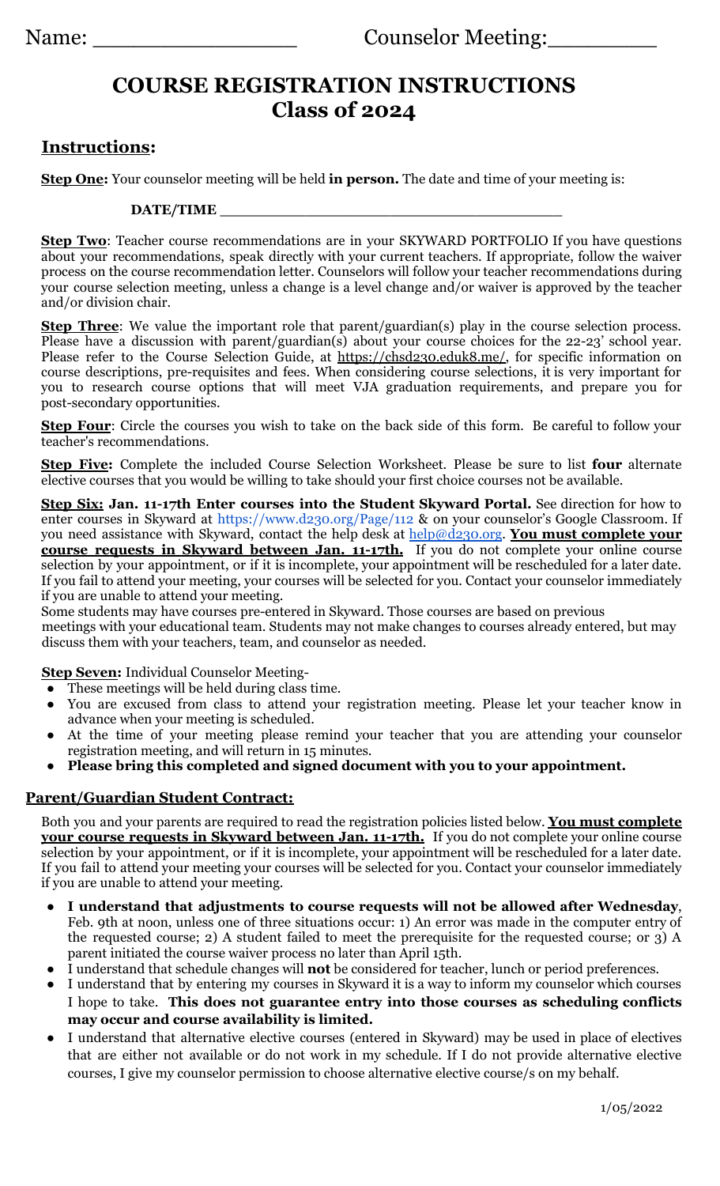Name: ________________ Counselor Meeting:________

# COURSE REGISTRATION INSTRUCTIONS
# Class of 2024

## Instructions:

**Step One:** Your counselor meeting will be held **in person.** The date and time of your meeting is:

**DATE/TIME** ______________________________________

**Step Two**: Teacher course recommendations are in your SKYWARD PORTFOLIO If you have questions about your recommendations, speak directly with your current teachers. If appropriate, follow the waiver process on the course recommendation letter. Counselors will follow your teacher recommendations during your course selection meeting, unless a change is a level change and/or waiver is approved by the teacher and/or division chair.

**Step Three**: We value the important role that parent/guardian(s) play in the course selection process. Please have a discussion with parent/guardian(s) about your course choices for the 22-23' school year. Please refer to the Course Selection Guide, at https://chsd230.eduk8.me/, for specific information on course descriptions, pre-requisites and fees. When considering course selections, it is very important for you to research course options that will meet VJA graduation requirements, and prepare you for post-secondary opportunities.

**Step Four**: Circle the courses you wish to take on the back side of this form. Be careful to follow your teacher's recommendations.

**Step Five:** Complete the included Course Selection Worksheet. Please be sure to list **four** alternate elective courses that you would be willing to take should your first choice courses not be available.

**Step Six: Jan. 11-17th Enter courses into the Student Skyward Portal.** See direction for how to enter courses in Skyward at https://www.d230.org/Page/112 & on your counselor's Google Classroom. If you need assistance with Skyward, contact the help desk at help@d230.org. **You must complete your course requests in Skyward between Jan. 11-17th.** If you do not complete your online course selection by your appointment, or if it is incomplete, your appointment will be rescheduled for a later date. If you fail to attend your meeting, your courses will be selected for you. Contact your counselor immediately if you are unable to attend your meeting.

Some students may have courses pre-entered in Skyward. Those courses are based on previous meetings with your educational team. Students may not make changes to courses already entered, but may discuss them with your teachers, team, and counselor as needed.

**Step Seven:** Individual Counselor Meeting-

- These meetings will be held during class time.
- You are excused from class to attend your registration meeting. Please let your teacher know in advance when your meeting is scheduled.
- At the time of your meeting please remind your teacher that you are attending your counselor registration meeting, and will return in 15 minutes.
- **Please bring this completed and signed document with you to your appointment.**

## Parent/Guardian Student Contract:

Both you and your parents are required to read the registration policies listed below. **You must complete your course requests in Skyward between Jan. 11-17th.** If you do not complete your online course selection by your appointment, or if it is incomplete, your appointment will be rescheduled for a later date. If you fail to attend your meeting your courses will be selected for you. Contact your counselor immediately if you are unable to attend your meeting.

- **I understand that adjustments to course requests will not be allowed after Wednesday**, Feb. 9th at noon, unless one of three situations occur: 1) An error was made in the computer entry of the requested course; 2) A student failed to meet the prerequisite for the requested course; or 3) A parent initiated the course waiver process no later than April 15th.
- I understand that schedule changes will **not** be considered for teacher, lunch or period preferences.
- I understand that by entering my courses in Skyward it is a way to inform my counselor which courses I hope to take. **This does not guarantee entry into those courses as scheduling conflicts may occur and course availability is limited.**
- I understand that alternative elective courses (entered in Skyward) may be used in place of electives that are either not available or do not work in my schedule. If I do not provide alternative elective courses, I give my counselor permission to choose alternative elective course/s on my behalf.

1/05/2022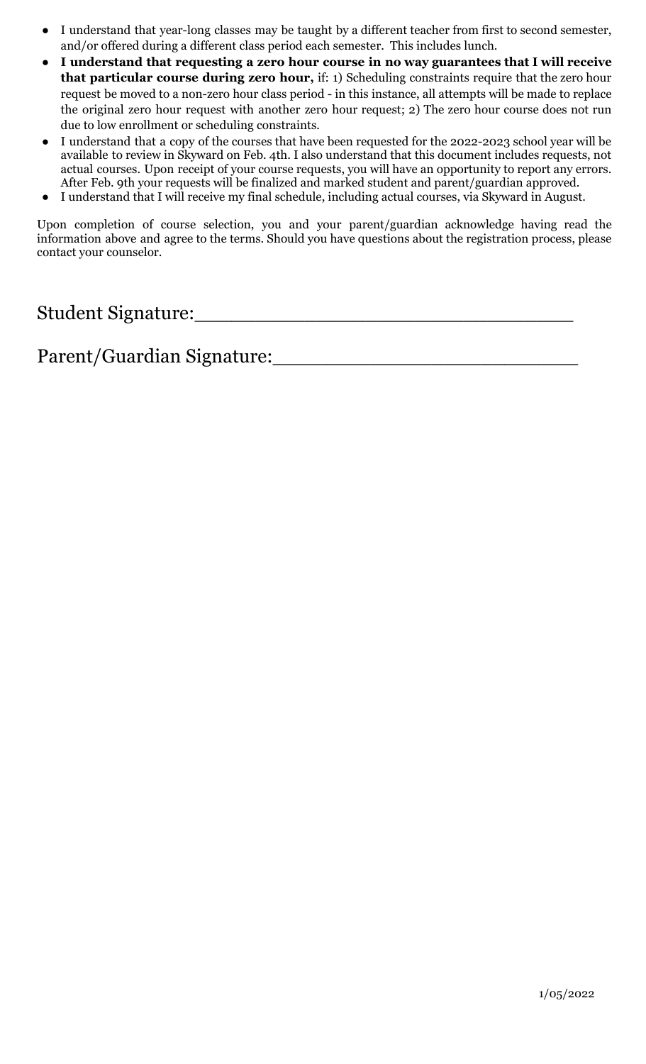- I understand that year-long classes may be taught by a different teacher from first to second semester, and/or offered during a different class period each semester. This includes lunch.
- **I understand that requesting a zero hour course in no way guarantees that I will receive that particular course during zero hour,** if: 1) Scheduling constraints require that the zero hour request be moved to a non-zero hour class period - in this instance, all attempts will be made to replace the original zero hour request with another zero hour request; 2) The zero hour course does not run due to low enrollment or scheduling constraints.
- I understand that a copy of the courses that have been requested for the 2022-2023 school year will be available to review in Skyward on Feb. 4th. I also understand that this document includes requests, not actual courses. Upon receipt of your course requests, you will have an opportunity to report any errors. After Feb. 9th your requests will be finalized and marked student and parent/guardian approved.
- I understand that I will receive my final schedule, including actual courses, via Skyward in August.

Upon completion of course selection, you and your parent/guardian acknowledge having read the information above and agree to the terms. Should you have questions about the registration process, please contact your counselor.

Student Signature:________________________________

Parent/Guardian Signature:_________________________

1/05/2022